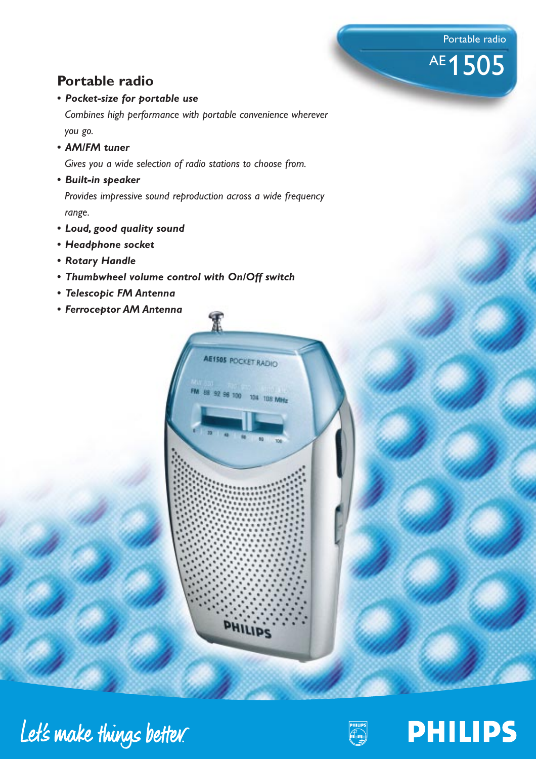Portable radio

AE1505

## Portable radio

- ***Pocket-size for portable use***
  *Combines high performance with portable convenience wherever you go.*
- ***AM/FM tuner***
  *Gives you a wide selection of radio stations to choose from.*
- ***Built-in speaker***
  *Provides impressive sound reproduction across a wide frequency range.*
- ***Loud, good quality sound***
- ***Headphone socket***
- ***Rotary Handle***
- ***Thumbwheel volume control with On/Off switch***
- ***Telescopic FM Antenna***
- ***Ferroceptor AM Antenna***

Let's make things better.

PHILIPS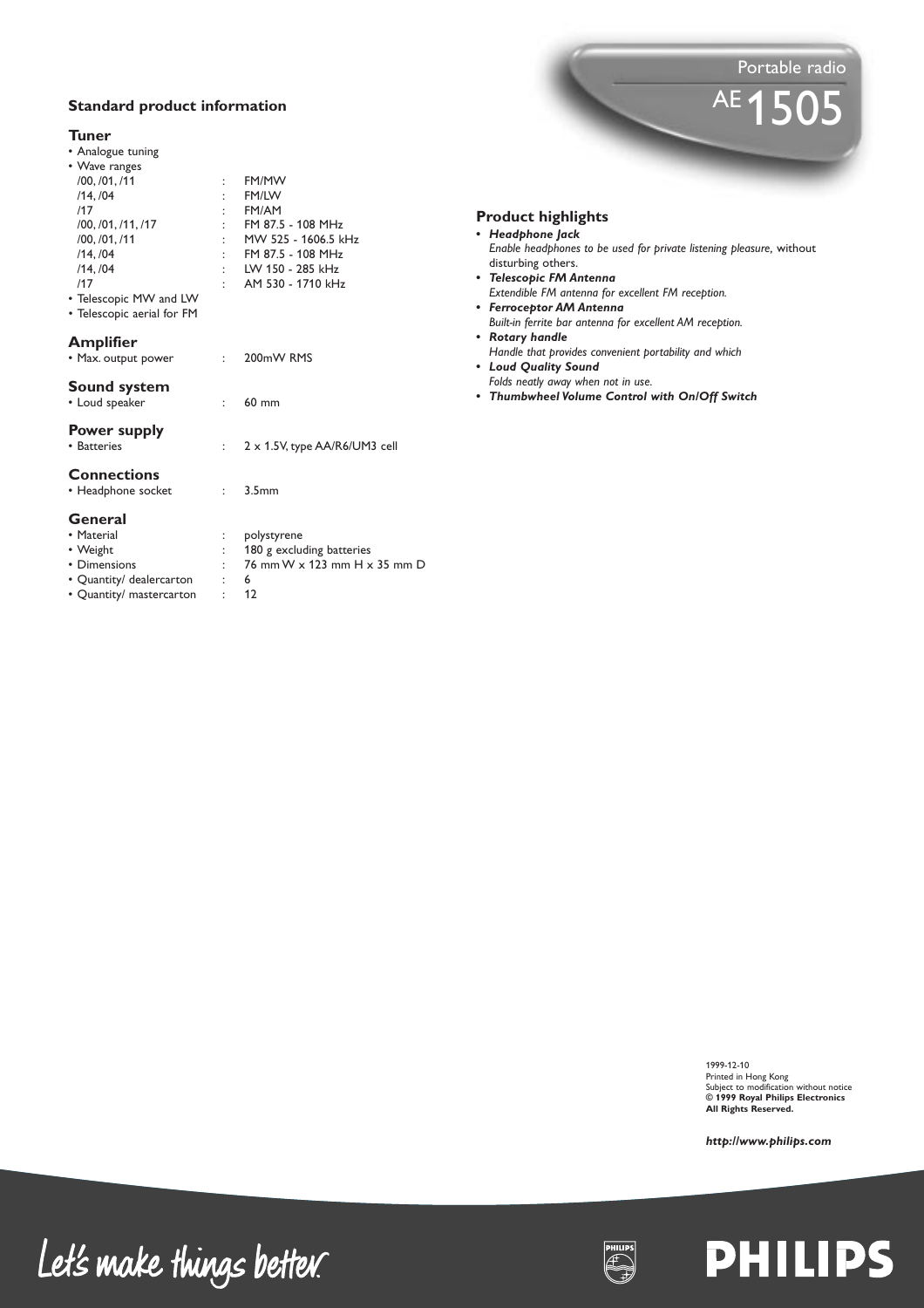Portable radio

# AE 1505

## Standard product information

### Tuner

- Analogue tuning
- Wave ranges

| | | |
|---|---|---|
| /00, /01, /11 | : | FM/MW |
| /14, /04 | : | FM/LW |
| /17 | : | FM/AM |
| /00, /01, /11, /17 | : | FM 87.5 - 108 MHz |
| /00, /01, /11 | : | MW 525 - 1606.5 kHz |
| /14, /04 | : | FM 87.5 - 108 MHz |
| /14, /04 | : | LW 150 - 285 kHz |
| /17 | : | AM 530 - 1710 kHz |

- Telescopic MW and LW
- Telescopic aerial for FM

### Amplifier

- Max. output power : 200mW RMS

### Sound system

- Loud speaker : 60 mm

### Power supply

- Batteries : 2 x 1.5V, type AA/R6/UM3 cell

### Connections

- Headphone socket : 3.5mm

### General

- Material : polystyrene
- Weight : 180 g excluding batteries
- Dimensions : 76 mm W x 123 mm H x 35 mm D
- Quantity/ dealercarton : 6
- Quantity/ mastercarton : 12

## Product highlights

- ***Headphone Jack***
  *Enable headphones to be used for private listening pleasure,* without disturbing others.
- ***Telescopic FM Antenna***
  *Extendible FM antenna for excellent FM reception.*
- ***Ferroceptor AM Antenna***
  *Built-in ferrite bar antenna for excellent AM reception.*
- ***Rotary handle***
  *Handle that provides convenient portability and which*
- ***Loud Quality Sound***
  *Folds neatly away when not in use.*
- ***Thumbwheel Volume Control with On/Off Switch***

1999-12-10
Printed in Hong Kong
Subject to modification without notice
**© 1999 Royal Philips Electronics**
**All Rights Reserved.**

***http://www.philips.com***

Let's make things better.

PHILIPS